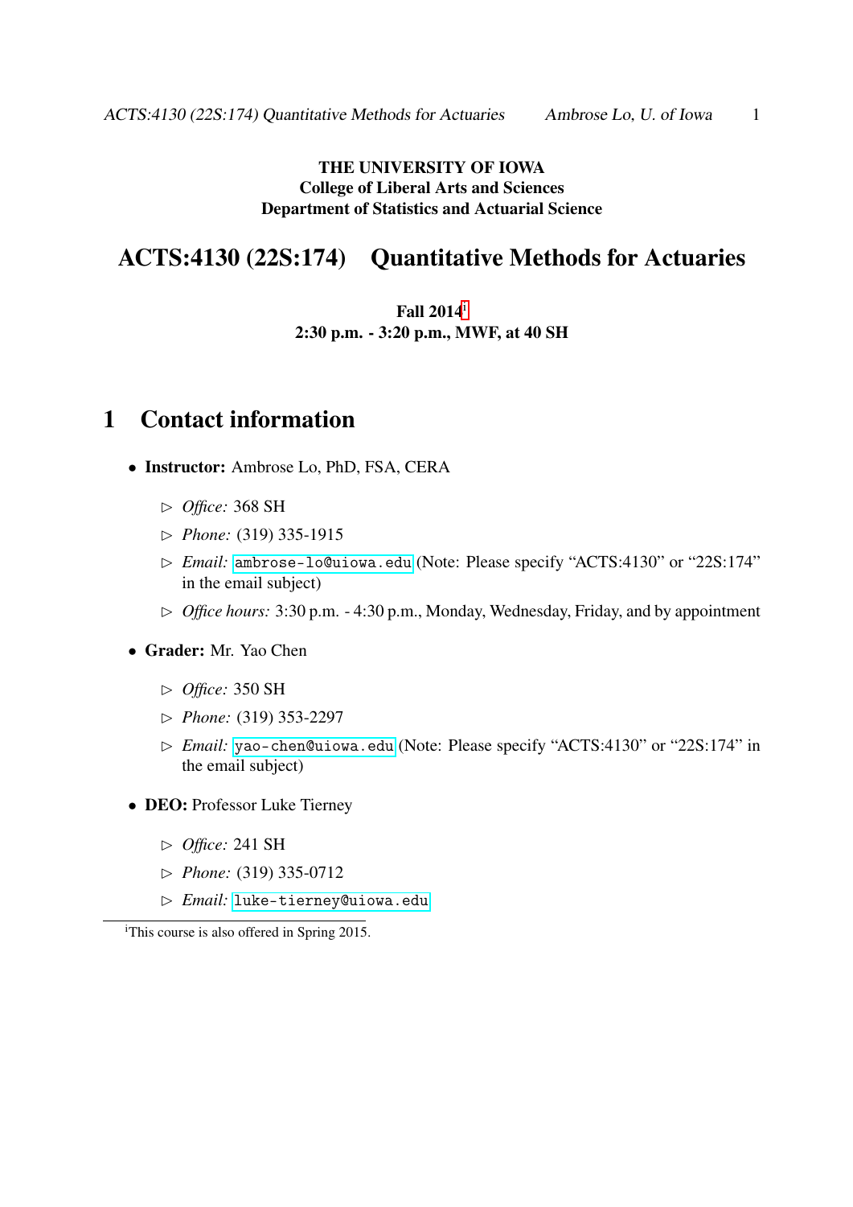**THE UNIVERSITY OF IOWA**
**College of Liberal Arts and Sciences**
**Department of Statistics and Actuarial Science**

# ACTS:4130 (22S:174) Quantitative Methods for Actuaries

**Fall 2014**[i]
**2:30 p.m. - 3:20 p.m., MWF, at 40 SH**

## 1 Contact information

- **Instructor:** Ambrose Lo, PhD, FSA, CERA
  - ▷ *Office:* 368 SH
  - ▷ *Phone:* (319) 335-1915
  - ▷ *Email:* `ambrose-lo@uiowa.edu` (Note: Please specify "ACTS:4130" or "22S:174" in the email subject)
  - ▷ *Office hours:* 3:30 p.m. - 4:30 p.m., Monday, Wednesday, Friday, and by appointment
- **Grader:** Mr. Yao Chen
  - ▷ *Office:* 350 SH
  - ▷ *Phone:* (319) 353-2297
  - ▷ *Email:* `yao-chen@uiowa.edu` (Note: Please specify "ACTS:4130" or "22S:174" in the email subject)
- **DEO:** Professor Luke Tierney
  - ▷ *Office:* 241 SH
  - ▷ *Phone:* (319) 335-0712
  - ▷ *Email:* `luke-tierney@uiowa.edu`

---

[i] This course is also offered in Spring 2015.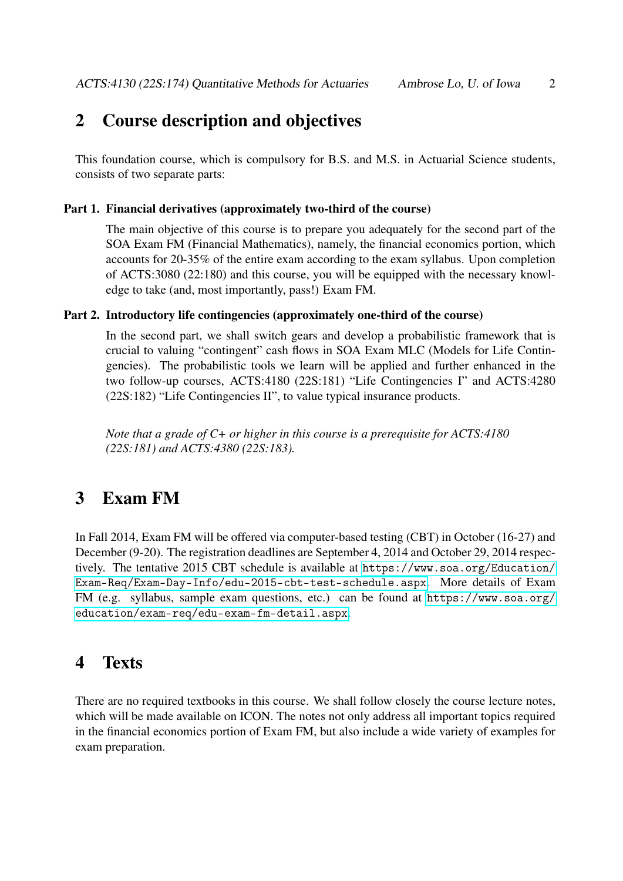## 2 Course description and objectives

This foundation course, which is compulsory for B.S. and M.S. in Actuarial Science students, consists of two separate parts:

**Part 1. Financial derivatives (approximately two-third of the course)**

The main objective of this course is to prepare you adequately for the second part of the SOA Exam FM (Financial Mathematics), namely, the financial economics portion, which accounts for 20-35% of the entire exam according to the exam syllabus. Upon completion of ACTS:3080 (22:180) and this course, you will be equipped with the necessary knowledge to take (and, most importantly, pass!) Exam FM.

**Part 2. Introductory life contingencies (approximately one-third of the course)**

In the second part, we shall switch gears and develop a probabilistic framework that is crucial to valuing "contingent" cash flows in SOA Exam MLC (Models for Life Contingencies). The probabilistic tools we learn will be applied and further enhanced in the two follow-up courses, ACTS:4180 (22S:181) "Life Contingencies I" and ACTS:4280 (22S:182) "Life Contingencies II", to value typical insurance products.

*Note that a grade of C+ or higher in this course is a prerequisite for ACTS:4180 (22S:181) and ACTS:4380 (22S:183).*

## 3 Exam FM

In Fall 2014, Exam FM will be offered via computer-based testing (CBT) in October (16-27) and December (9-20). The registration deadlines are September 4, 2014 and October 29, 2014 respectively. The tentative 2015 CBT schedule is available at https://www.soa.org/Education/Exam-Req/Exam-Day-Info/edu-2015-cbt-test-schedule.aspx. More details of Exam FM (e.g. syllabus, sample exam questions, etc.) can be found at https://www.soa.org/education/exam-req/edu-exam-fm-detail.aspx.

## 4 Texts

There are no required textbooks in this course. We shall follow closely the course lecture notes, which will be made available on ICON. The notes not only address all important topics required in the financial economics portion of Exam FM, but also include a wide variety of examples for exam preparation.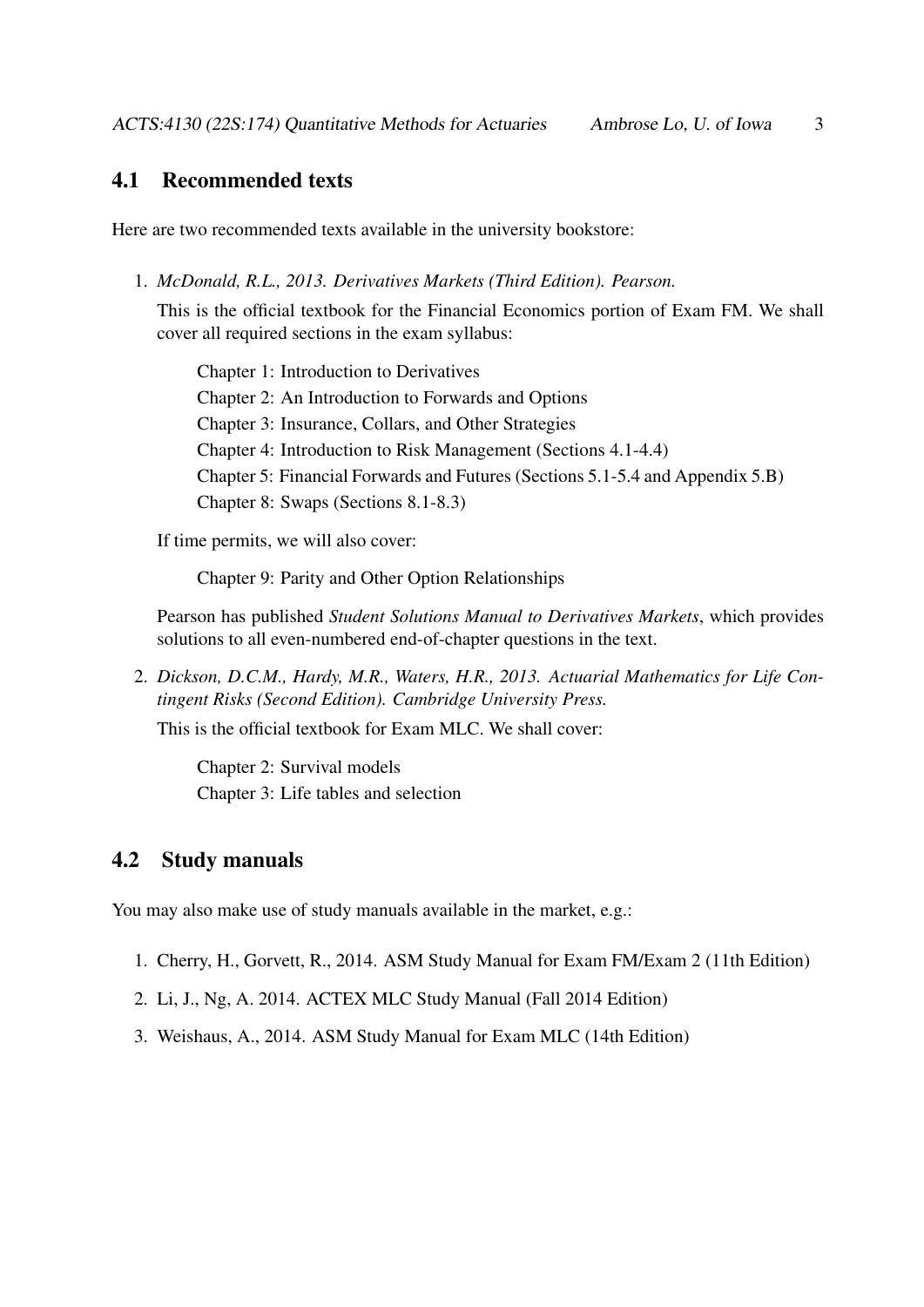## 4.1 Recommended texts

Here are two recommended texts available in the university bookstore:

1. *McDonald, R.L., 2013. Derivatives Markets (Third Edition). Pearson.*

   This is the official textbook for the Financial Economics portion of Exam FM. We shall cover all required sections in the exam syllabus:

   Chapter 1: Introduction to Derivatives
   Chapter 2: An Introduction to Forwards and Options
   Chapter 3: Insurance, Collars, and Other Strategies
   Chapter 4: Introduction to Risk Management (Sections 4.1-4.4)
   Chapter 5: Financial Forwards and Futures (Sections 5.1-5.4 and Appendix 5.B)
   Chapter 8: Swaps (Sections 8.1-8.3)

   If time permits, we will also cover:

   Chapter 9: Parity and Other Option Relationships

   Pearson has published *Student Solutions Manual to Derivatives Markets*, which provides solutions to all even-numbered end-of-chapter questions in the text.

2. *Dickson, D.C.M., Hardy, M.R., Waters, H.R., 2013. Actuarial Mathematics for Life Contingent Risks (Second Edition). Cambridge University Press.*

   This is the official textbook for Exam MLC. We shall cover:

   Chapter 2: Survival models
   Chapter 3: Life tables and selection

## 4.2 Study manuals

You may also make use of study manuals available in the market, e.g.:

1. Cherry, H., Gorvett, R., 2014. ASM Study Manual for Exam FM/Exam 2 (11th Edition)
2. Li, J., Ng, A. 2014. ACTEX MLC Study Manual (Fall 2014 Edition)
3. Weishaus, A., 2014. ASM Study Manual for Exam MLC (14th Edition)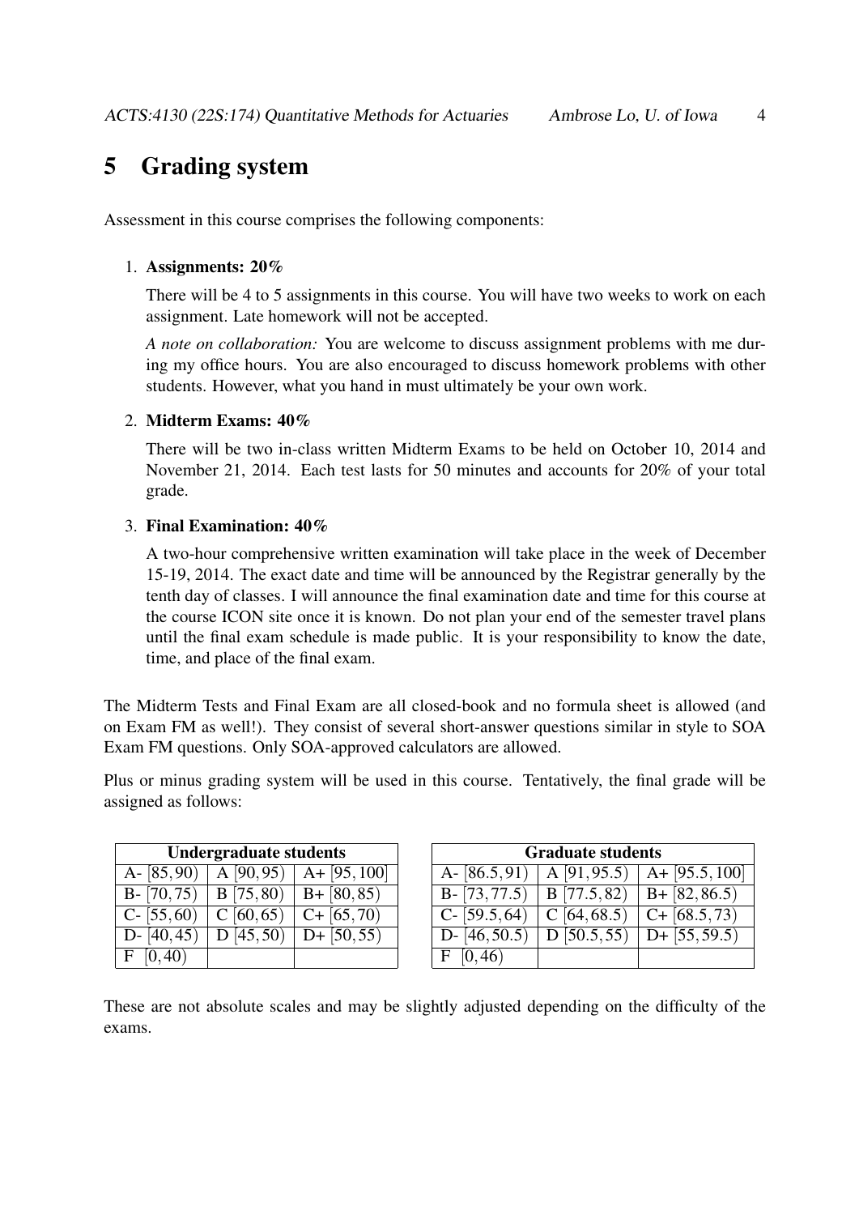# 5 Grading system

Assessment in this course comprises the following components:

1. **Assignments: 20%**

   There will be 4 to 5 assignments in this course. You will have two weeks to work on each assignment. Late homework will not be accepted.

   *A note on collaboration:* You are welcome to discuss assignment problems with me during my office hours. You are also encouraged to discuss homework problems with other students. However, what you hand in must ultimately be your own work.

2. **Midterm Exams: 40%**

   There will be two in-class written Midterm Exams to be held on October 10, 2014 and November 21, 2014. Each test lasts for 50 minutes and accounts for 20% of your total grade.

3. **Final Examination: 40%**

   A two-hour comprehensive written examination will take place in the week of December 15-19, 2014. The exact date and time will be announced by the Registrar generally by the tenth day of classes. I will announce the final examination date and time for this course at the course ICON site once it is known. Do not plan your end of the semester travel plans until the final exam schedule is made public. It is your responsibility to know the date, time, and place of the final exam.

The Midterm Tests and Final Exam are all closed-book and no formula sheet is allowed (and on Exam FM as well!). They consist of several short-answer questions similar in style to SOA Exam FM questions. Only SOA-approved calculators are allowed.

Plus or minus grading system will be used in this course. Tentatively, the final grade will be assigned as follows:

| Undergraduate students | | |
|---|---|---|
| A- $[85, 90)$ | A $[90, 95)$ | A+ $[95, 100]$ |
| B- $[70, 75)$ | B $[75, 80)$ | B+ $[80, 85)$ |
| C- $[55, 60)$ | C $[60, 65)$ | C+ $[65, 70)$ |
| D- $[40, 45)$ | D $[45, 50)$ | D+ $[50, 55)$ |
| F $[0, 40)$ | | |

| Graduate students | | |
|---|---|---|
| A- $[86.5, 91)$ | A $[91, 95.5)$ | A+ $[95.5, 100]$ |
| B- $[73, 77.5)$ | B $[77.5, 82)$ | B+ $[82, 86.5)$ |
| C- $[59.5, 64)$ | C $[64, 68.5)$ | C+ $[68.5, 73)$ |
| D- $[46, 50.5)$ | D $[50.5, 55)$ | D+ $[55, 59.5)$ |
| F $[0, 46)$ | | |

These are not absolute scales and may be slightly adjusted depending on the difficulty of the exams.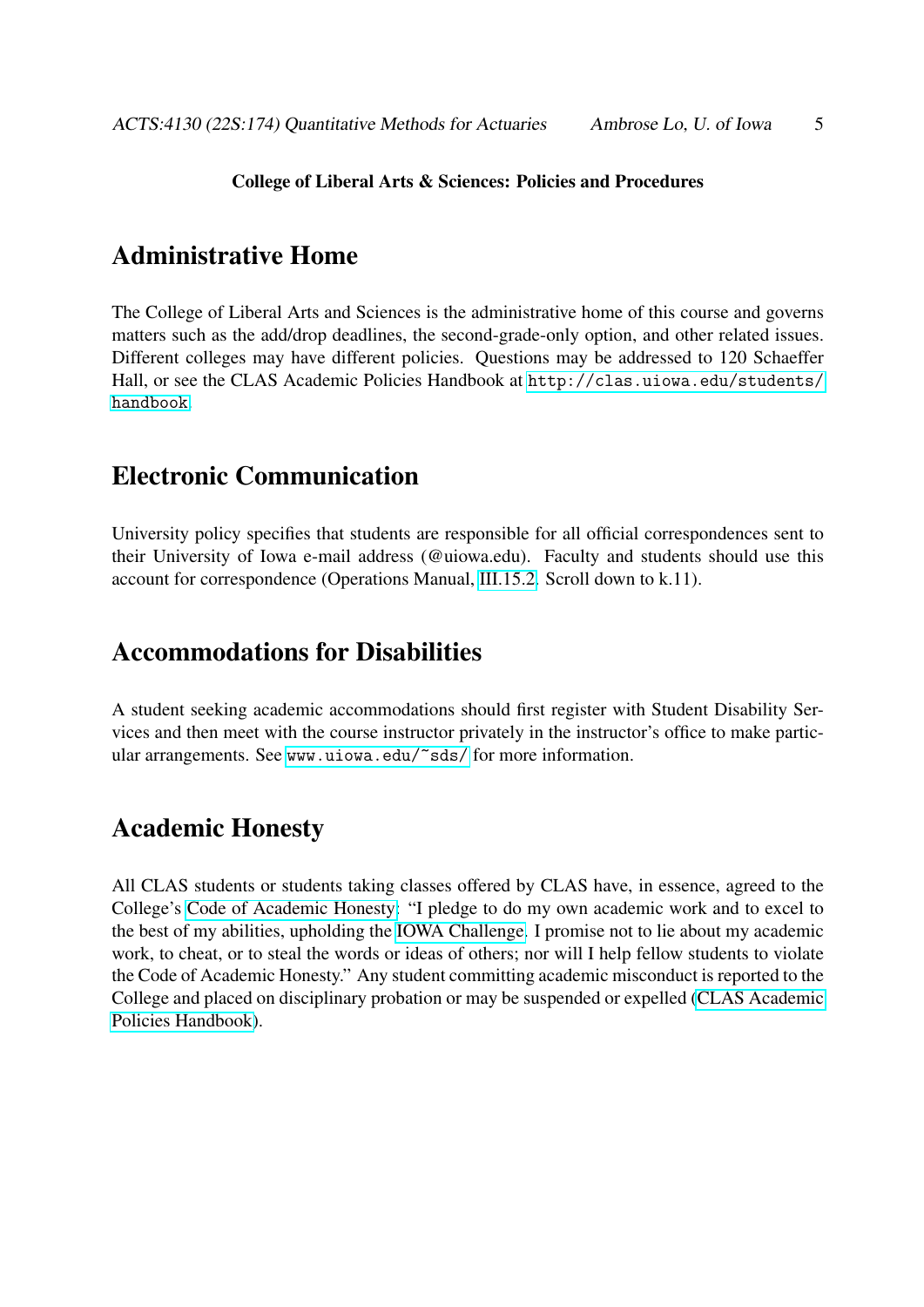**College of Liberal Arts & Sciences: Policies and Procedures**

## Administrative Home

The College of Liberal Arts and Sciences is the administrative home of this course and governs matters such as the add/drop deadlines, the second-grade-only option, and other related issues. Different colleges may have different policies. Questions may be addressed to 120 Schaeffer Hall, or see the CLAS Academic Policies Handbook at http://clas.uiowa.edu/students/handbook.

## Electronic Communication

University policy specifies that students are responsible for all official correspondences sent to their University of Iowa e-mail address (@uiowa.edu). Faculty and students should use this account for correspondence (Operations Manual, III.15.2. Scroll down to k.11).

## Accommodations for Disabilities

A student seeking academic accommodations should first register with Student Disability Services and then meet with the course instructor privately in the instructor's office to make particular arrangements. See www.uiowa.edu/~sds/ for more information.

## Academic Honesty

All CLAS students or students taking classes offered by CLAS have, in essence, agreed to the College's Code of Academic Honesty: "I pledge to do my own academic work and to excel to the best of my abilities, upholding the IOWA Challenge. I promise not to lie about my academic work, to cheat, or to steal the words or ideas of others; nor will I help fellow students to violate the Code of Academic Honesty." Any student committing academic misconduct is reported to the College and placed on disciplinary probation or may be suspended or expelled (CLAS Academic Policies Handbook).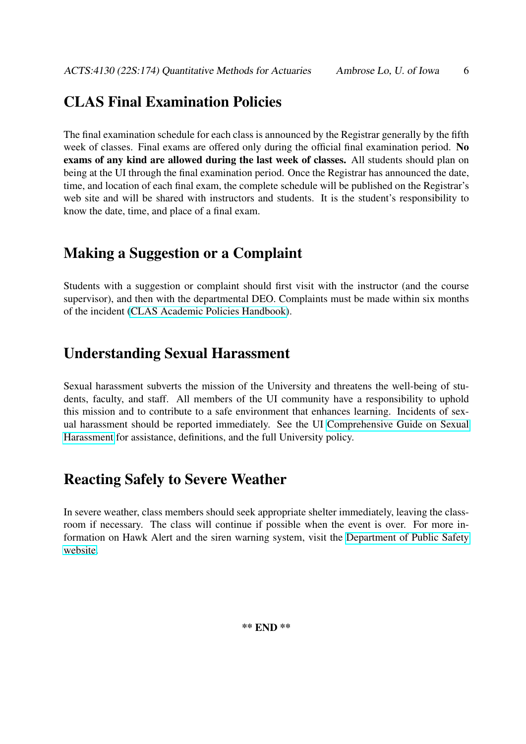## CLAS Final Examination Policies

The final examination schedule for each class is announced by the Registrar generally by the fifth week of classes. Final exams are offered only during the official final examination period. **No exams of any kind are allowed during the last week of classes.** All students should plan on being at the UI through the final examination period. Once the Registrar has announced the date, time, and location of each final exam, the complete schedule will be published on the Registrar's web site and will be shared with instructors and students. It is the student's responsibility to know the date, time, and place of a final exam.

## Making a Suggestion or a Complaint

Students with a suggestion or complaint should first visit with the instructor (and the course supervisor), and then with the departmental DEO. Complaints must be made within six months of the incident (CLAS Academic Policies Handbook).

## Understanding Sexual Harassment

Sexual harassment subverts the mission of the University and threatens the well-being of students, faculty, and staff. All members of the UI community have a responsibility to uphold this mission and to contribute to a safe environment that enhances learning. Incidents of sexual harassment should be reported immediately. See the UI Comprehensive Guide on Sexual Harassment for assistance, definitions, and the full University policy.

## Reacting Safely to Severe Weather

In severe weather, class members should seek appropriate shelter immediately, leaving the classroom if necessary. The class will continue if possible when the event is over. For more information on Hawk Alert and the siren warning system, visit the Department of Public Safety website.

**** END ****